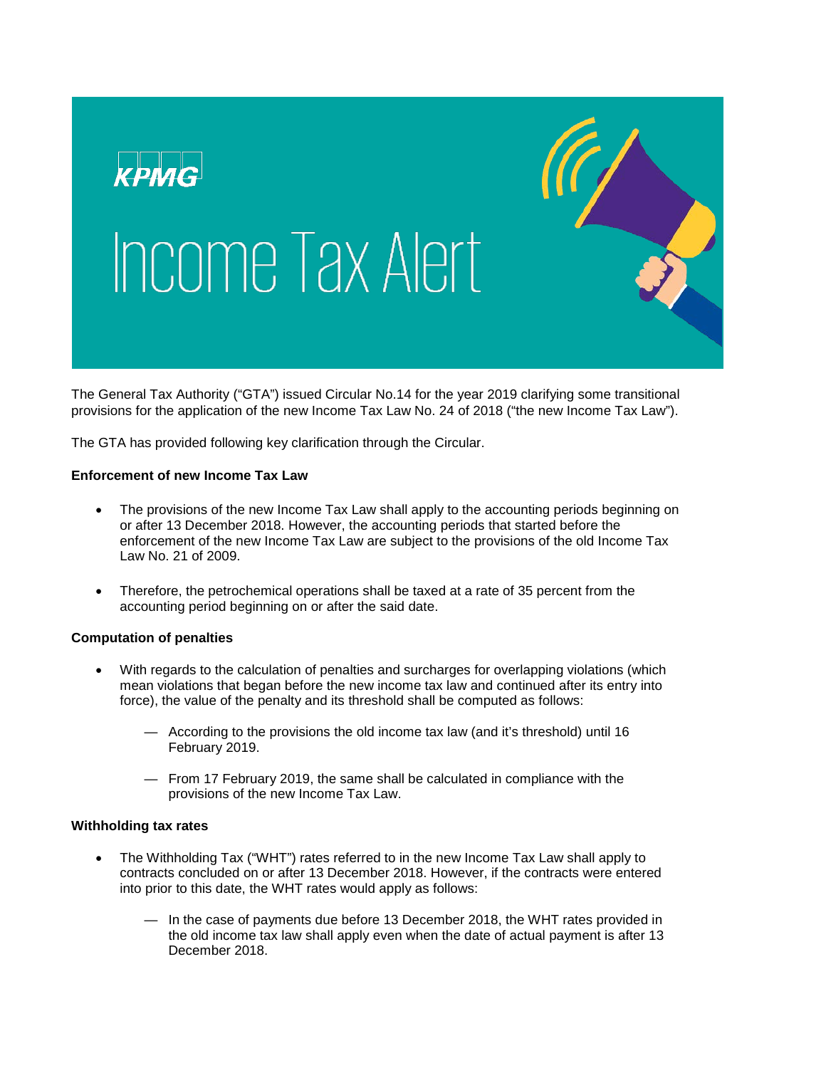KPMG

# Income Tax Alert

The General Tax Authority ("GTA") issued Circular No.14 for the year 2019 clarifying some transitional provisions for the application of the new Income Tax Law No. 24 of 2018 ("the new Income Tax Law").

The GTA has provided following key clarification through the Circular.

**Enforcement of new Income Tax Law**

- The provisions of the new Income Tax Law shall apply to the accounting periods beginning on or after 13 December 2018. However, the accounting periods that started before the enforcement of the new Income Tax Law are subject to the provisions of the old Income Tax Law No. 21 of 2009.
- Therefore, the petrochemical operations shall be taxed at a rate of 35 percent from the accounting period beginning on or after the said date.

**Computation of penalties**

- With regards to the calculation of penalties and surcharges for overlapping violations (which mean violations that began before the new income tax law and continued after its entry into force), the value of the penalty and its threshold shall be computed as follows:
  - According to the provisions the old income tax law (and it's threshold) until 16 February 2019.
  - From 17 February 2019, the same shall be calculated in compliance with the provisions of the new Income Tax Law.

**Withholding tax rates**

- The Withholding Tax ("WHT") rates referred to in the new Income Tax Law shall apply to contracts concluded on or after 13 December 2018. However, if the contracts were entered into prior to this date, the WHT rates would apply as follows:
  - In the case of payments due before 13 December 2018, the WHT rates provided in the old income tax law shall apply even when the date of actual payment is after 13 December 2018.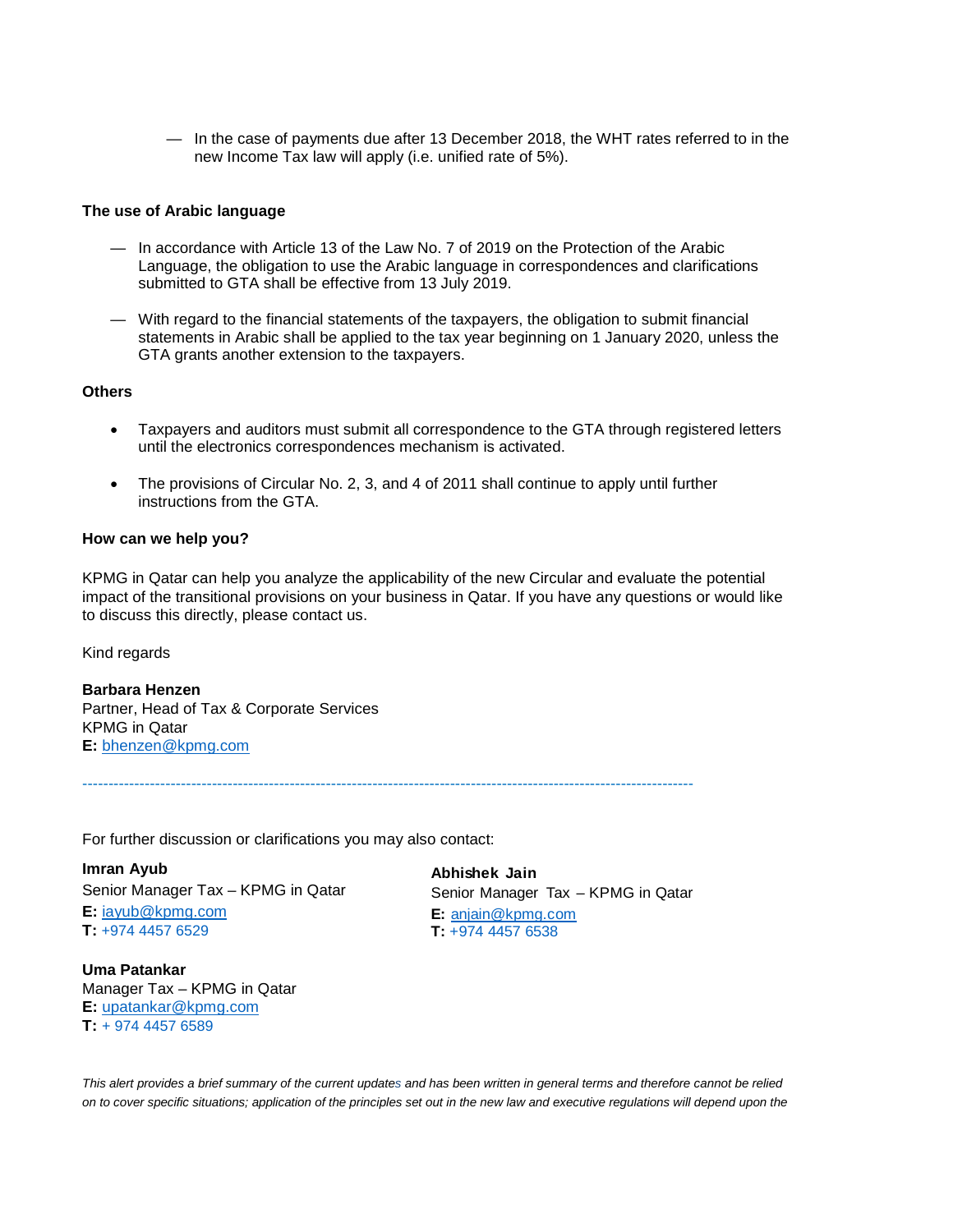— In the case of payments due after 13 December 2018, the WHT rates referred to in the new Income Tax law will apply (i.e. unified rate of 5%).

**The use of Arabic language**

— In accordance with Article 13 of the Law No. 7 of 2019 on the Protection of the Arabic Language, the obligation to use the Arabic language in correspondences and clarifications submitted to GTA shall be effective from 13 July 2019.

— With regard to the financial statements of the taxpayers, the obligation to submit financial statements in Arabic shall be applied to the tax year beginning on 1 January 2020, unless the GTA grants another extension to the taxpayers.

**Others**

- Taxpayers and auditors must submit all correspondence to the GTA through registered letters until the electronics correspondences mechanism is activated.

- The provisions of Circular No. 2, 3, and 4 of 2011 shall continue to apply until further instructions from the GTA.

**How can we help you?**

KPMG in Qatar can help you analyze the applicability of the new Circular and evaluate the potential impact of the transitional provisions on your business in Qatar. If you have any questions or would like to discuss this directly, please contact us.

Kind regards

**Barbara Henzen**
Partner, Head of Tax & Corporate Services
KPMG in Qatar
**E:** bhenzen@kpmg.com

---

For further discussion or clarifications you may also contact:

**Imran Ayub**
Senior Manager Tax – KPMG in Qatar
**E:** iayub@kpmg.com
**T:** +974 4457 6529

**Abhishek Jain**
Senior Manager Tax – KPMG in Qatar
**E:** anjain@kpmg.com
**T:** +974 4457 6538

**Uma Patankar**
Manager Tax – KPMG in Qatar
**E:** upatankar@kpmg.com
**T:** + 974 4457 6589

*This alert provides a brief summary of the current updates and has been written in general terms and therefore cannot be relied on to cover specific situations; application of the principles set out in the new law and executive regulations will depend upon the*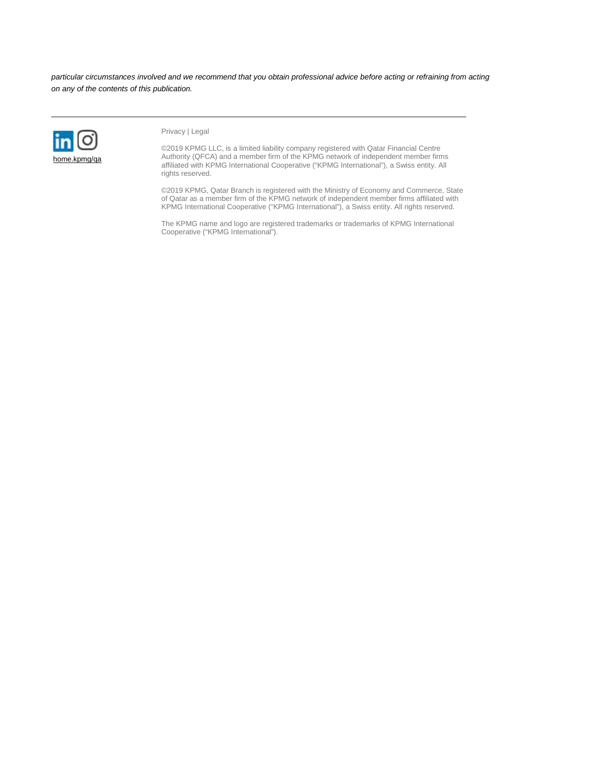*particular circumstances involved and we recommend that you obtain professional advice before acting or refraining from acting on any of the contents of this publication.*

---

home.kpmg/qa

Privacy | Legal

©2019 KPMG LLC, is a limited liability company registered with Qatar Financial Centre Authority (QFCA) and a member firm of the KPMG network of independent member firms affiliated with KPMG International Cooperative ("KPMG International"), a Swiss entity. All rights reserved.

©2019 KPMG, Qatar Branch is registered with the Ministry of Economy and Commerce, State of Qatar as a member firm of the KPMG network of independent member firms affiliated with KPMG International Cooperative ("KPMG International"), a Swiss entity. All rights reserved.

The KPMG name and logo are registered trademarks or trademarks of KPMG International Cooperative ("KPMG International").